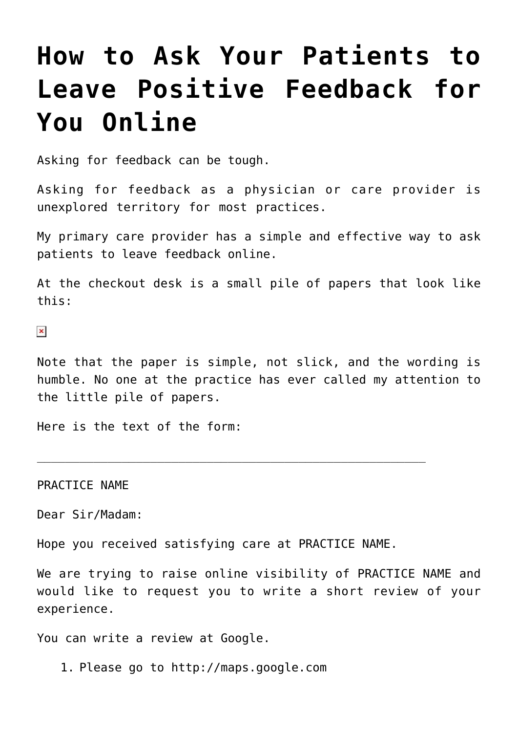# How to Ask Your Patients to Leave Positive Feedback for You Online

Asking for feedback can be tough.

Asking for feedback as a physician or care provider is unexplored territory for most practices.

My primary care provider has a simple and effective way to ask patients to leave feedback online.

At the checkout desk is a small pile of papers that look like this:

Note that the paper is simple, not slick, and the wording is humble. No one at the practice has ever called my attention to the little pile of papers.

Here is the text of the form:

---

PRACTICE NAME

Dear Sir/Madam:

Hope you received satisfying care at PRACTICE NAME.

We are trying to raise online visibility of PRACTICE NAME and would like to request you to write a short review of your experience.

You can write a review at Google.

1. Please go to http://maps.google.com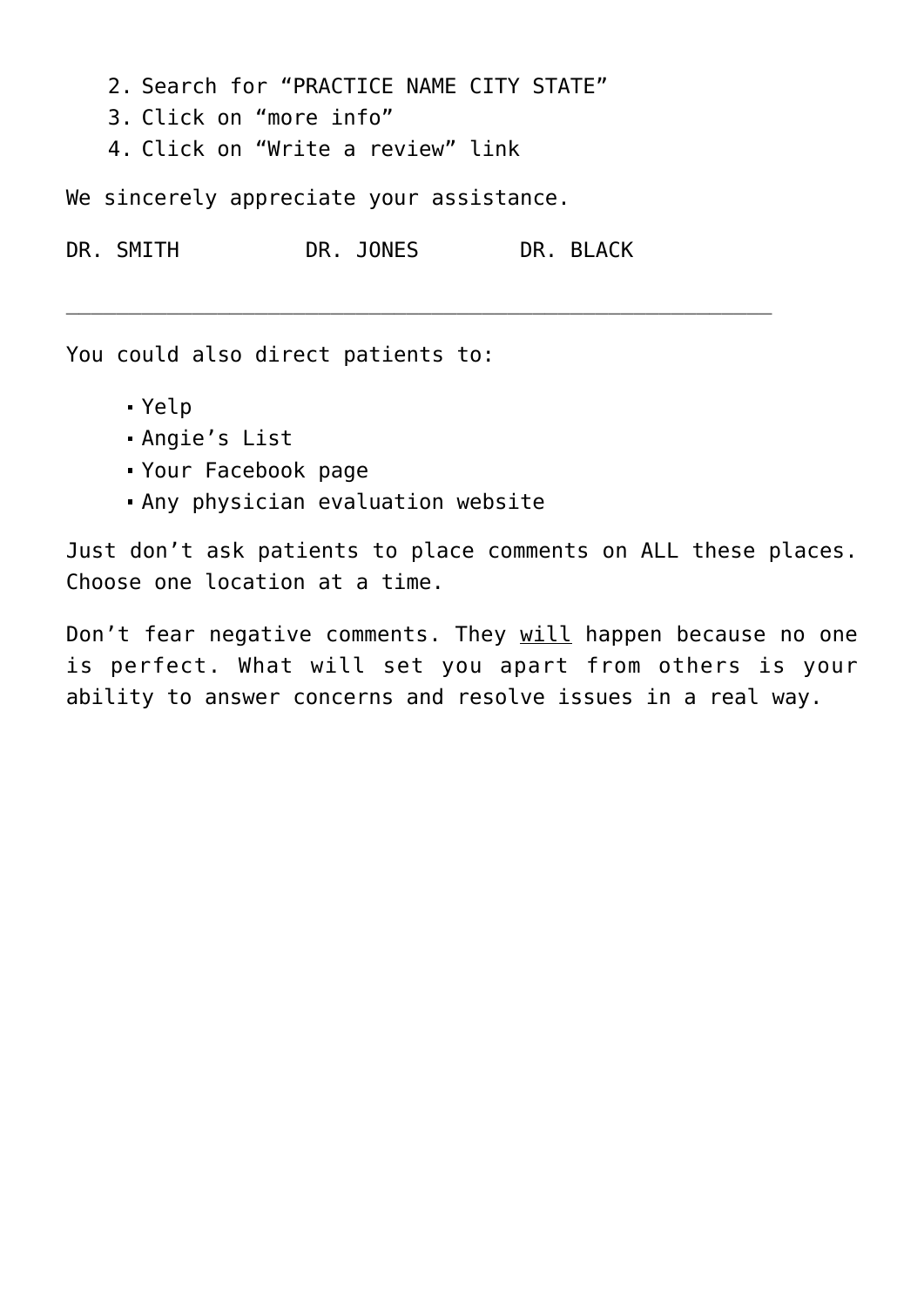2. Search for “PRACTICE NAME CITY STATE”
3. Click on “more info”
4. Click on “Write a review” link

We sincerely appreciate your assistance.

DR. SMITH DR. JONES DR. BLACK

---

You could also direct patients to:

- Yelp
- Angie’s List
- Your Facebook page
- Any physician evaluation website

Just don’t ask patients to place comments on ALL these places. Choose one location at a time.

Don’t fear negative comments. They <u>will</u> happen because no one is perfect. What will set you apart from others is your ability to answer concerns and resolve issues in a real way.